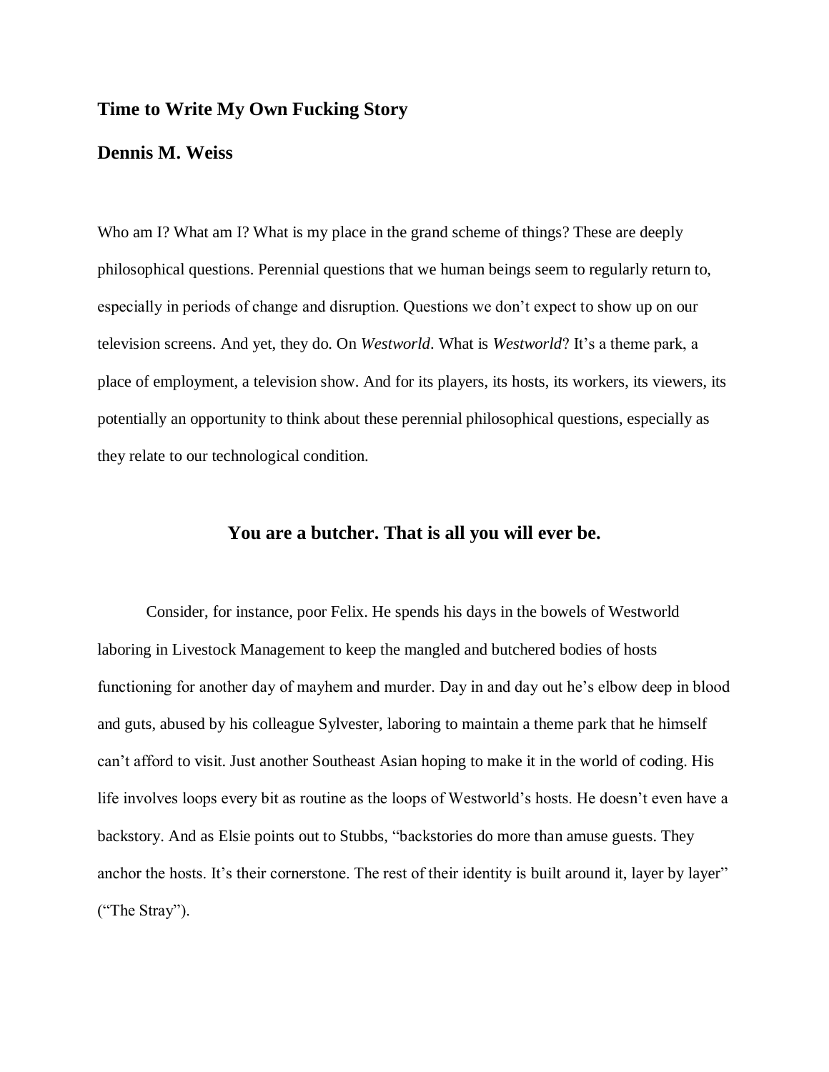# Time to Write My Own Fucking Story

**Dennis M. Weiss**

Who am I? What am I? What is my place in the grand scheme of things? These are deeply philosophical questions. Perennial questions that we human beings seem to regularly return to, especially in periods of change and disruption. Questions we don't expect to show up on our television screens. And yet, they do. On *Westworld*. What is *Westworld*? It's a theme park, a place of employment, a television show. And for its players, its hosts, its workers, its viewers, its potentially an opportunity to think about these perennial philosophical questions, especially as they relate to our technological condition.

## You are a butcher. That is all you will ever be.

Consider, for instance, poor Felix. He spends his days in the bowels of Westworld laboring in Livestock Management to keep the mangled and butchered bodies of hosts functioning for another day of mayhem and murder. Day in and day out he's elbow deep in blood and guts, abused by his colleague Sylvester, laboring to maintain a theme park that he himself can't afford to visit. Just another Southeast Asian hoping to make it in the world of coding. His life involves loops every bit as routine as the loops of Westworld's hosts. He doesn't even have a backstory. And as Elsie points out to Stubbs, "backstories do more than amuse guests. They anchor the hosts. It's their cornerstone. The rest of their identity is built around it, layer by layer" ("The Stray").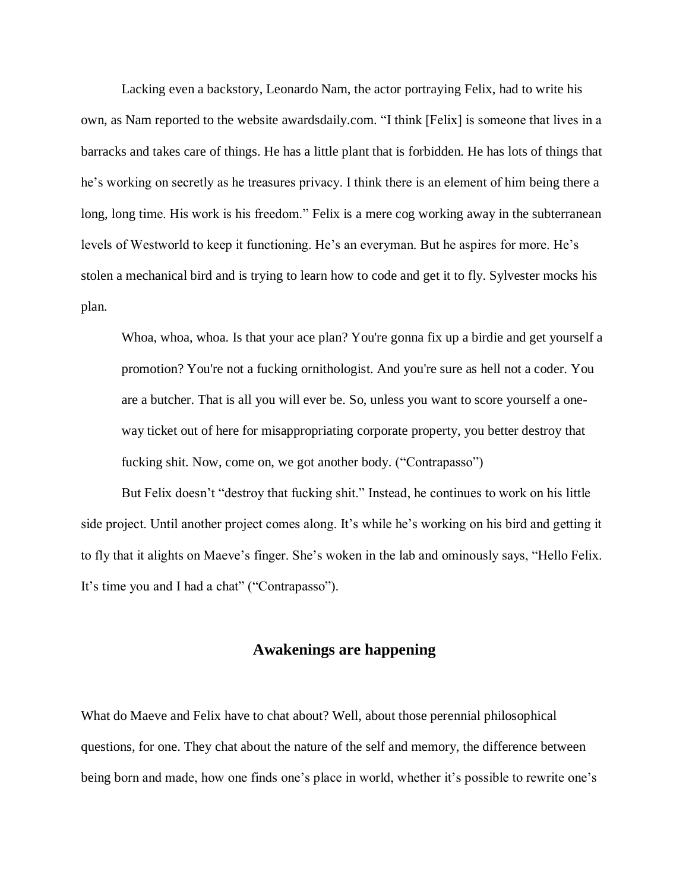Lacking even a backstory, Leonardo Nam, the actor portraying Felix, had to write his own, as Nam reported to the website awardsdaily.com. "I think [Felix] is someone that lives in a barracks and takes care of things. He has a little plant that is forbidden. He has lots of things that he's working on secretly as he treasures privacy. I think there is an element of him being there a long, long time. His work is his freedom." Felix is a mere cog working away in the subterranean levels of Westworld to keep it functioning. He's an everyman. But he aspires for more. He's stolen a mechanical bird and is trying to learn how to code and get it to fly. Sylvester mocks his plan.

> Whoa, whoa, whoa. Is that your ace plan? You're gonna fix up a birdie and get yourself a promotion? You're not a fucking ornithologist. And you're sure as hell not a coder. You are a butcher. That is all you will ever be. So, unless you want to score yourself a one-way ticket out of here for misappropriating corporate property, you better destroy that fucking shit. Now, come on, we got another body. ("Contrapasso")

But Felix doesn't "destroy that fucking shit." Instead, he continues to work on his little side project. Until another project comes along. It's while he's working on his bird and getting it to fly that it alights on Maeve's finger. She's woken in the lab and ominously says, "Hello Felix. It's time you and I had a chat" ("Contrapasso").

## Awakenings are happening

What do Maeve and Felix have to chat about? Well, about those perennial philosophical questions, for one. They chat about the nature of the self and memory, the difference between being born and made, how one finds one's place in world, whether it's possible to rewrite one's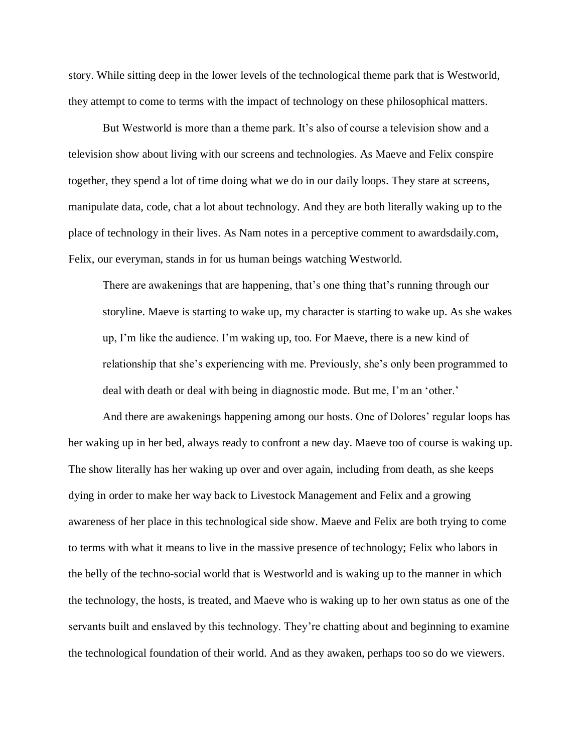story. While sitting deep in the lower levels of the technological theme park that is Westworld, they attempt to come to terms with the impact of technology on these philosophical matters.

But Westworld is more than a theme park. It's also of course a television show and a television show about living with our screens and technologies. As Maeve and Felix conspire together, they spend a lot of time doing what we do in our daily loops. They stare at screens, manipulate data, code, chat a lot about technology. And they are both literally waking up to the place of technology in their lives. As Nam notes in a perceptive comment to awardsdaily.com, Felix, our everyman, stands in for us human beings watching Westworld.

> There are awakenings that are happening, that's one thing that's running through our storyline. Maeve is starting to wake up, my character is starting to wake up. As she wakes up, I'm like the audience. I'm waking up, too. For Maeve, there is a new kind of relationship that she's experiencing with me. Previously, she's only been programmed to deal with death or deal with being in diagnostic mode. But me, I'm an 'other.'

And there are awakenings happening among our hosts. One of Dolores' regular loops has her waking up in her bed, always ready to confront a new day. Maeve too of course is waking up. The show literally has her waking up over and over again, including from death, as she keeps dying in order to make her way back to Livestock Management and Felix and a growing awareness of her place in this technological side show. Maeve and Felix are both trying to come to terms with what it means to live in the massive presence of technology; Felix who labors in the belly of the techno-social world that is Westworld and is waking up to the manner in which the technology, the hosts, is treated, and Maeve who is waking up to her own status as one of the servants built and enslaved by this technology. They're chatting about and beginning to examine the technological foundation of their world. And as they awaken, perhaps too so do we viewers.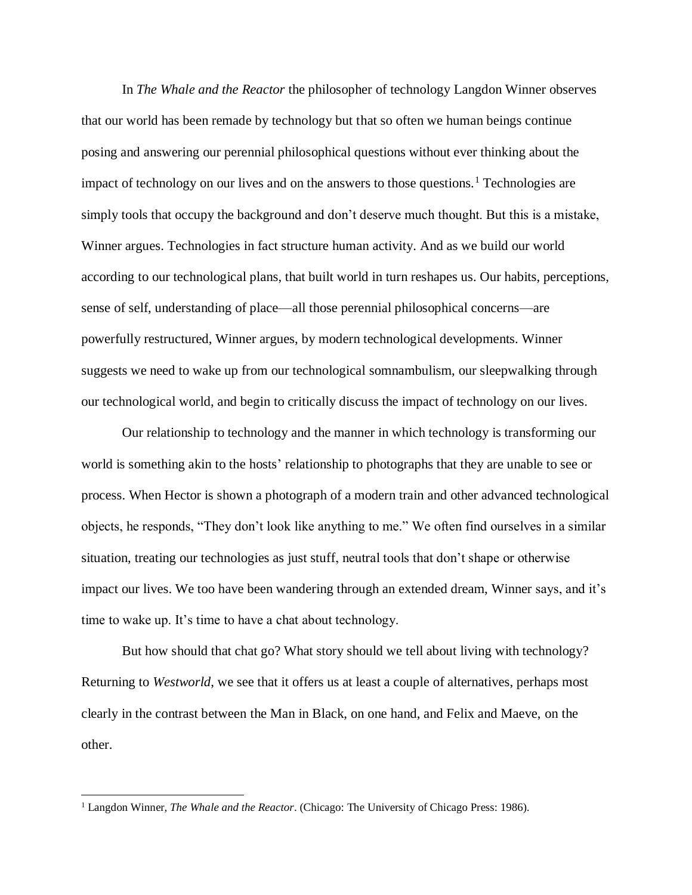In *The Whale and the Reactor* the philosopher of technology Langdon Winner observes that our world has been remade by technology but that so often we human beings continue posing and answering our perennial philosophical questions without ever thinking about the impact of technology on our lives and on the answers to those questions.[1] Technologies are simply tools that occupy the background and don't deserve much thought. But this is a mistake, Winner argues. Technologies in fact structure human activity. And as we build our world according to our technological plans, that built world in turn reshapes us. Our habits, perceptions, sense of self, understanding of place—all those perennial philosophical concerns—are powerfully restructured, Winner argues, by modern technological developments. Winner suggests we need to wake up from our technological somnambulism, our sleepwalking through our technological world, and begin to critically discuss the impact of technology on our lives.

Our relationship to technology and the manner in which technology is transforming our world is something akin to the hosts' relationship to photographs that they are unable to see or process. When Hector is shown a photograph of a modern train and other advanced technological objects, he responds, "They don't look like anything to me." We often find ourselves in a similar situation, treating our technologies as just stuff, neutral tools that don't shape or otherwise impact our lives. We too have been wandering through an extended dream, Winner says, and it's time to wake up. It's time to have a chat about technology.

But how should that chat go? What story should we tell about living with technology? Returning to *Westworld*, we see that it offers us at least a couple of alternatives, perhaps most clearly in the contrast between the Man in Black, on one hand, and Felix and Maeve, on the other.

[1] Langdon Winner, *The Whale and the Reactor*. (Chicago: The University of Chicago Press: 1986).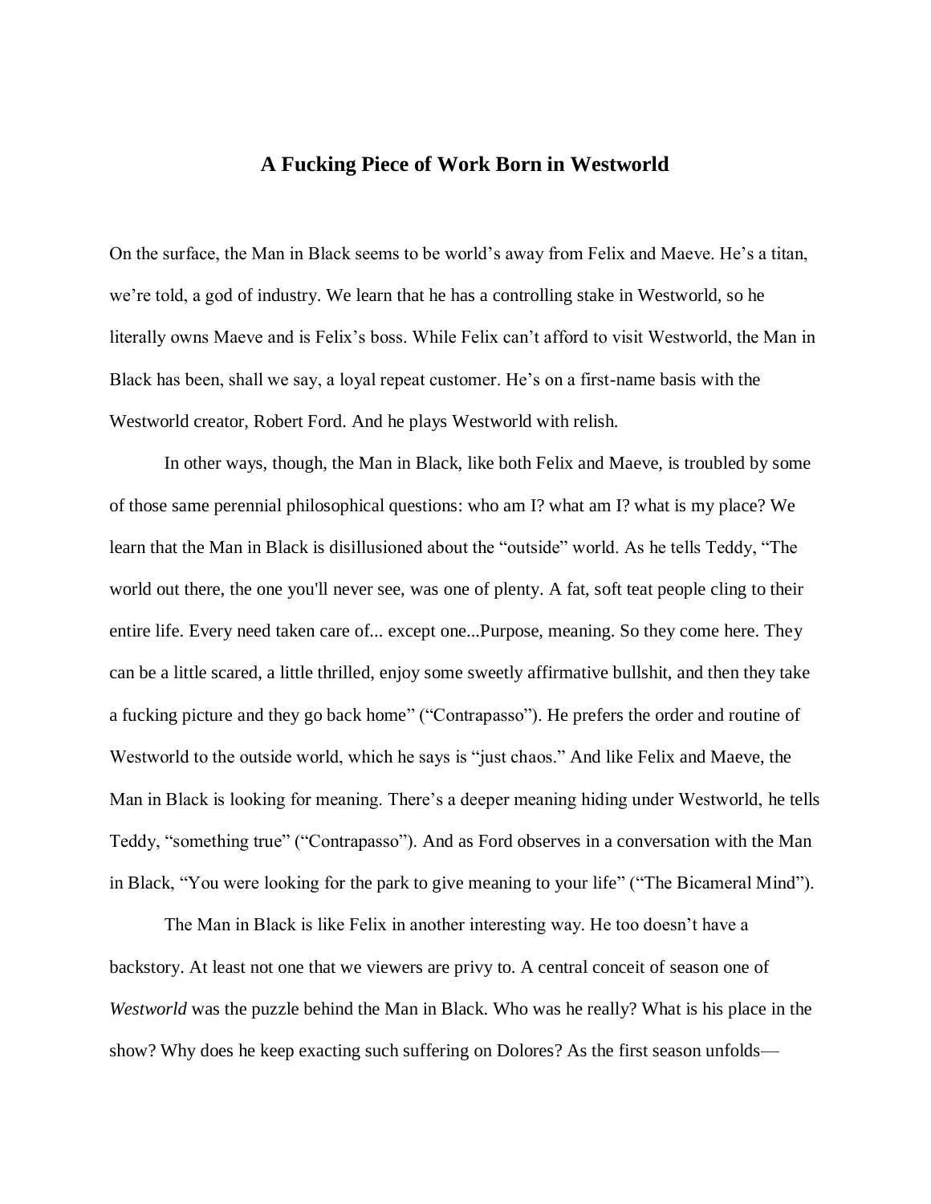## A Fucking Piece of Work Born in Westworld

On the surface, the Man in Black seems to be world's away from Felix and Maeve. He's a titan, we're told, a god of industry. We learn that he has a controlling stake in Westworld, so he literally owns Maeve and is Felix's boss. While Felix can't afford to visit Westworld, the Man in Black has been, shall we say, a loyal repeat customer. He's on a first-name basis with the Westworld creator, Robert Ford. And he plays Westworld with relish.

In other ways, though, the Man in Black, like both Felix and Maeve, is troubled by some of those same perennial philosophical questions: who am I? what am I? what is my place? We learn that the Man in Black is disillusioned about the "outside" world. As he tells Teddy, "The world out there, the one you'll never see, was one of plenty. A fat, soft teat people cling to their entire life. Every need taken care of... except one...Purpose, meaning. So they come here. They can be a little scared, a little thrilled, enjoy some sweetly affirmative bullshit, and then they take a fucking picture and they go back home" ("Contrapasso"). He prefers the order and routine of Westworld to the outside world, which he says is "just chaos." And like Felix and Maeve, the Man in Black is looking for meaning. There's a deeper meaning hiding under Westworld, he tells Teddy, "something true" ("Contrapasso"). And as Ford observes in a conversation with the Man in Black, "You were looking for the park to give meaning to your life" ("The Bicameral Mind").

The Man in Black is like Felix in another interesting way. He too doesn't have a backstory. At least not one that we viewers are privy to. A central conceit of season one of *Westworld* was the puzzle behind the Man in Black. Who was he really? What is his place in the show? Why does he keep exacting such suffering on Dolores? As the first season unfolds—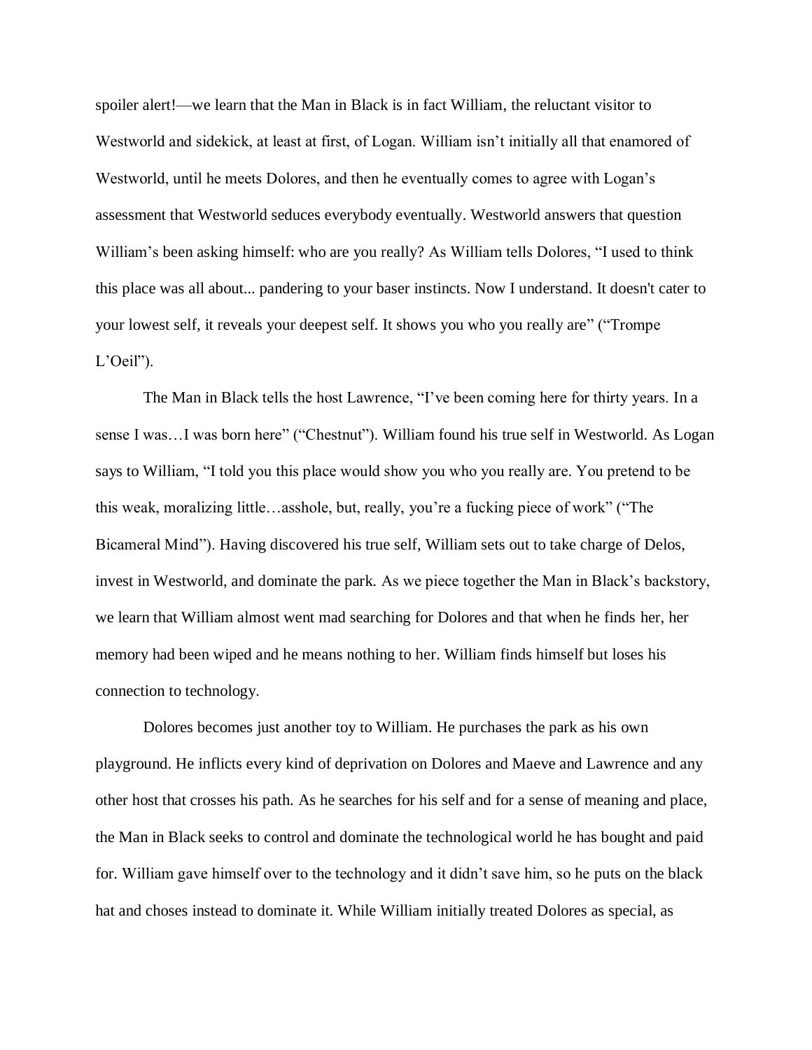spoiler alert!—we learn that the Man in Black is in fact William, the reluctant visitor to Westworld and sidekick, at least at first, of Logan. William isn't initially all that enamored of Westworld, until he meets Dolores, and then he eventually comes to agree with Logan's assessment that Westworld seduces everybody eventually. Westworld answers that question William's been asking himself: who are you really? As William tells Dolores, "I used to think this place was all about... pandering to your baser instincts. Now I understand. It doesn't cater to your lowest self, it reveals your deepest self. It shows you who you really are" ("Trompe L'Oeil").

The Man in Black tells the host Lawrence, "I've been coming here for thirty years. In a sense I was…I was born here" ("Chestnut"). William found his true self in Westworld. As Logan says to William, "I told you this place would show you who you really are. You pretend to be this weak, moralizing little…asshole, but, really, you're a fucking piece of work" ("The Bicameral Mind"). Having discovered his true self, William sets out to take charge of Delos, invest in Westworld, and dominate the park. As we piece together the Man in Black's backstory, we learn that William almost went mad searching for Dolores and that when he finds her, her memory had been wiped and he means nothing to her. William finds himself but loses his connection to technology.

Dolores becomes just another toy to William. He purchases the park as his own playground. He inflicts every kind of deprivation on Dolores and Maeve and Lawrence and any other host that crosses his path. As he searches for his self and for a sense of meaning and place, the Man in Black seeks to control and dominate the technological world he has bought and paid for. William gave himself over to the technology and it didn't save him, so he puts on the black hat and choses instead to dominate it. While William initially treated Dolores as special, as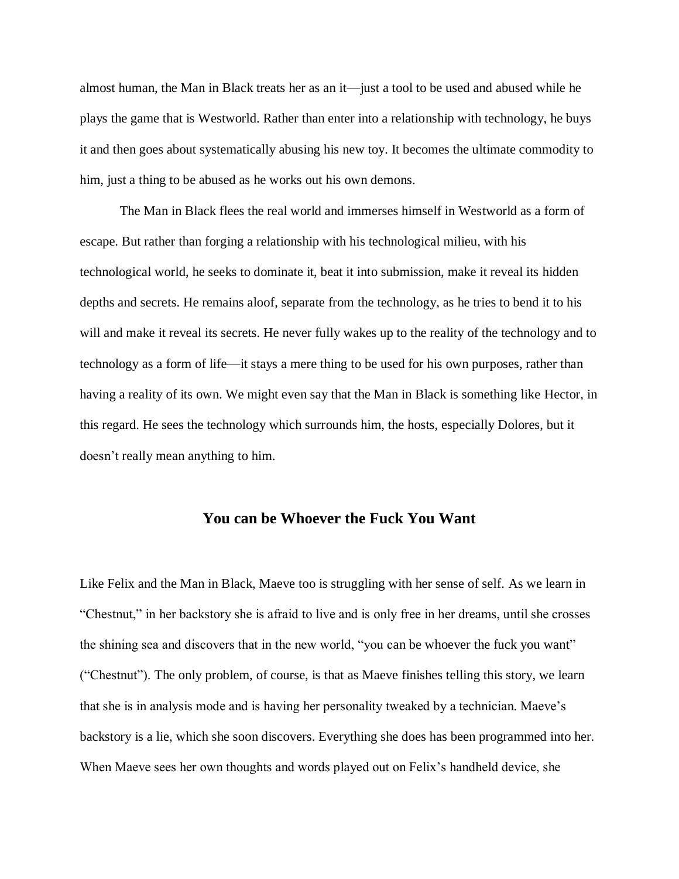almost human, the Man in Black treats her as an it—just a tool to be used and abused while he plays the game that is Westworld. Rather than enter into a relationship with technology, he buys it and then goes about systematically abusing his new toy. It becomes the ultimate commodity to him, just a thing to be abused as he works out his own demons.

The Man in Black flees the real world and immerses himself in Westworld as a form of escape. But rather than forging a relationship with his technological milieu, with his technological world, he seeks to dominate it, beat it into submission, make it reveal its hidden depths and secrets. He remains aloof, separate from the technology, as he tries to bend it to his will and make it reveal its secrets. He never fully wakes up to the reality of the technology and to technology as a form of life—it stays a mere thing to be used for his own purposes, rather than having a reality of its own. We might even say that the Man in Black is something like Hector, in this regard. He sees the technology which surrounds him, the hosts, especially Dolores, but it doesn't really mean anything to him.

## You can be Whoever the Fuck You Want

Like Felix and the Man in Black, Maeve too is struggling with her sense of self. As we learn in "Chestnut," in her backstory she is afraid to live and is only free in her dreams, until she crosses the shining sea and discovers that in the new world, "you can be whoever the fuck you want" ("Chestnut"). The only problem, of course, is that as Maeve finishes telling this story, we learn that she is in analysis mode and is having her personality tweaked by a technician. Maeve's backstory is a lie, which she soon discovers. Everything she does has been programmed into her. When Maeve sees her own thoughts and words played out on Felix's handheld device, she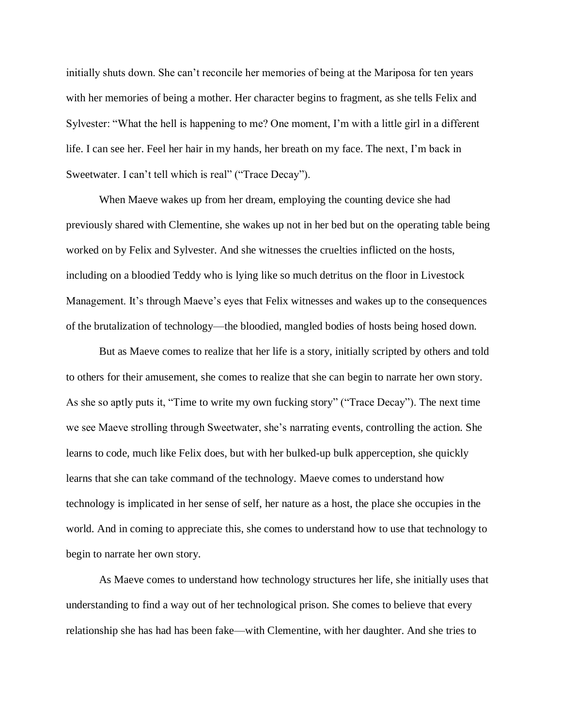initially shuts down. She can't reconcile her memories of being at the Mariposa for ten years with her memories of being a mother. Her character begins to fragment, as she tells Felix and Sylvester: "What the hell is happening to me? One moment, I'm with a little girl in a different life. I can see her. Feel her hair in my hands, her breath on my face. The next, I'm back in Sweetwater. I can't tell which is real" ("Trace Decay").

When Maeve wakes up from her dream, employing the counting device she had previously shared with Clementine, she wakes up not in her bed but on the operating table being worked on by Felix and Sylvester. And she witnesses the cruelties inflicted on the hosts, including on a bloodied Teddy who is lying like so much detritus on the floor in Livestock Management. It's through Maeve's eyes that Felix witnesses and wakes up to the consequences of the brutalization of technology—the bloodied, mangled bodies of hosts being hosed down.

But as Maeve comes to realize that her life is a story, initially scripted by others and told to others for their amusement, she comes to realize that she can begin to narrate her own story. As she so aptly puts it, "Time to write my own fucking story" ("Trace Decay"). The next time we see Maeve strolling through Sweetwater, she's narrating events, controlling the action. She learns to code, much like Felix does, but with her bulked-up bulk apperception, she quickly learns that she can take command of the technology. Maeve comes to understand how technology is implicated in her sense of self, her nature as a host, the place she occupies in the world. And in coming to appreciate this, she comes to understand how to use that technology to begin to narrate her own story.

As Maeve comes to understand how technology structures her life, she initially uses that understanding to find a way out of her technological prison. She comes to believe that every relationship she has had has been fake—with Clementine, with her daughter. And she tries to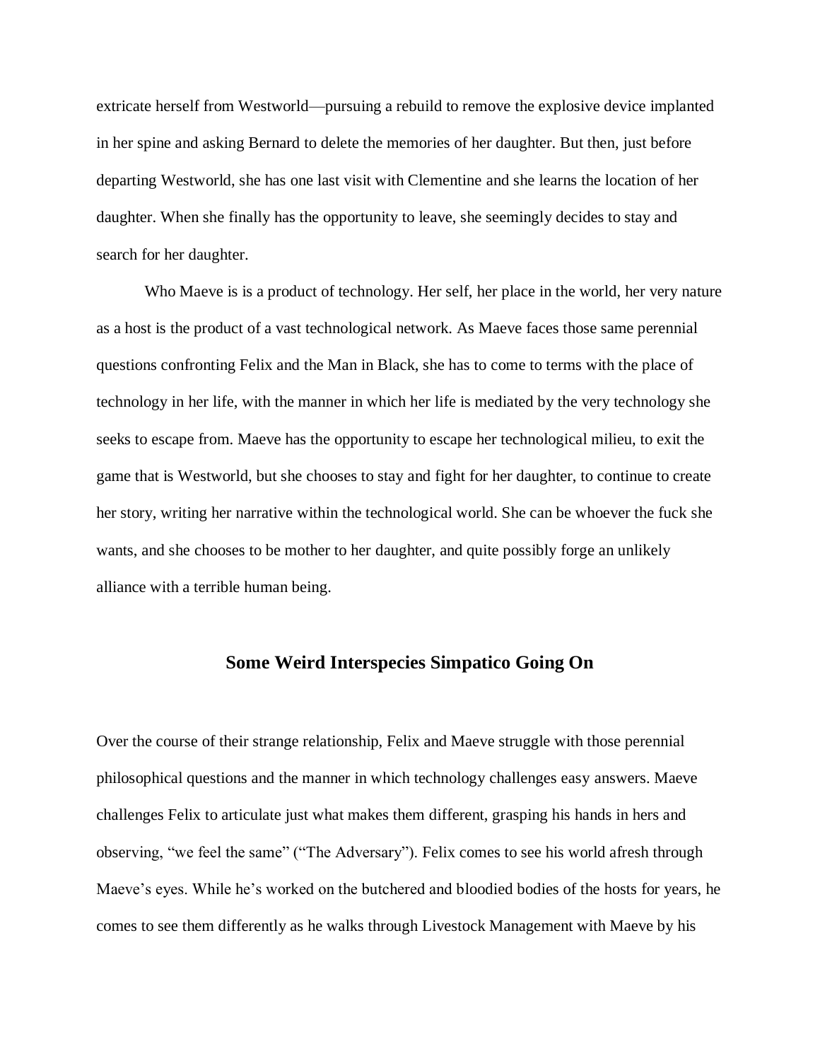extricate herself from Westworld—pursuing a rebuild to remove the explosive device implanted in her spine and asking Bernard to delete the memories of her daughter. But then, just before departing Westworld, she has one last visit with Clementine and she learns the location of her daughter. When she finally has the opportunity to leave, she seemingly decides to stay and search for her daughter.

Who Maeve is is a product of technology. Her self, her place in the world, her very nature as a host is the product of a vast technological network. As Maeve faces those same perennial questions confronting Felix and the Man in Black, she has to come to terms with the place of technology in her life, with the manner in which her life is mediated by the very technology she seeks to escape from. Maeve has the opportunity to escape her technological milieu, to exit the game that is Westworld, but she chooses to stay and fight for her daughter, to continue to create her story, writing her narrative within the technological world. She can be whoever the fuck she wants, and she chooses to be mother to her daughter, and quite possibly forge an unlikely alliance with a terrible human being.

## Some Weird Interspecies Simpatico Going On

Over the course of their strange relationship, Felix and Maeve struggle with those perennial philosophical questions and the manner in which technology challenges easy answers. Maeve challenges Felix to articulate just what makes them different, grasping his hands in hers and observing, "we feel the same" ("The Adversary"). Felix comes to see his world afresh through Maeve's eyes. While he's worked on the butchered and bloodied bodies of the hosts for years, he comes to see them differently as he walks through Livestock Management with Maeve by his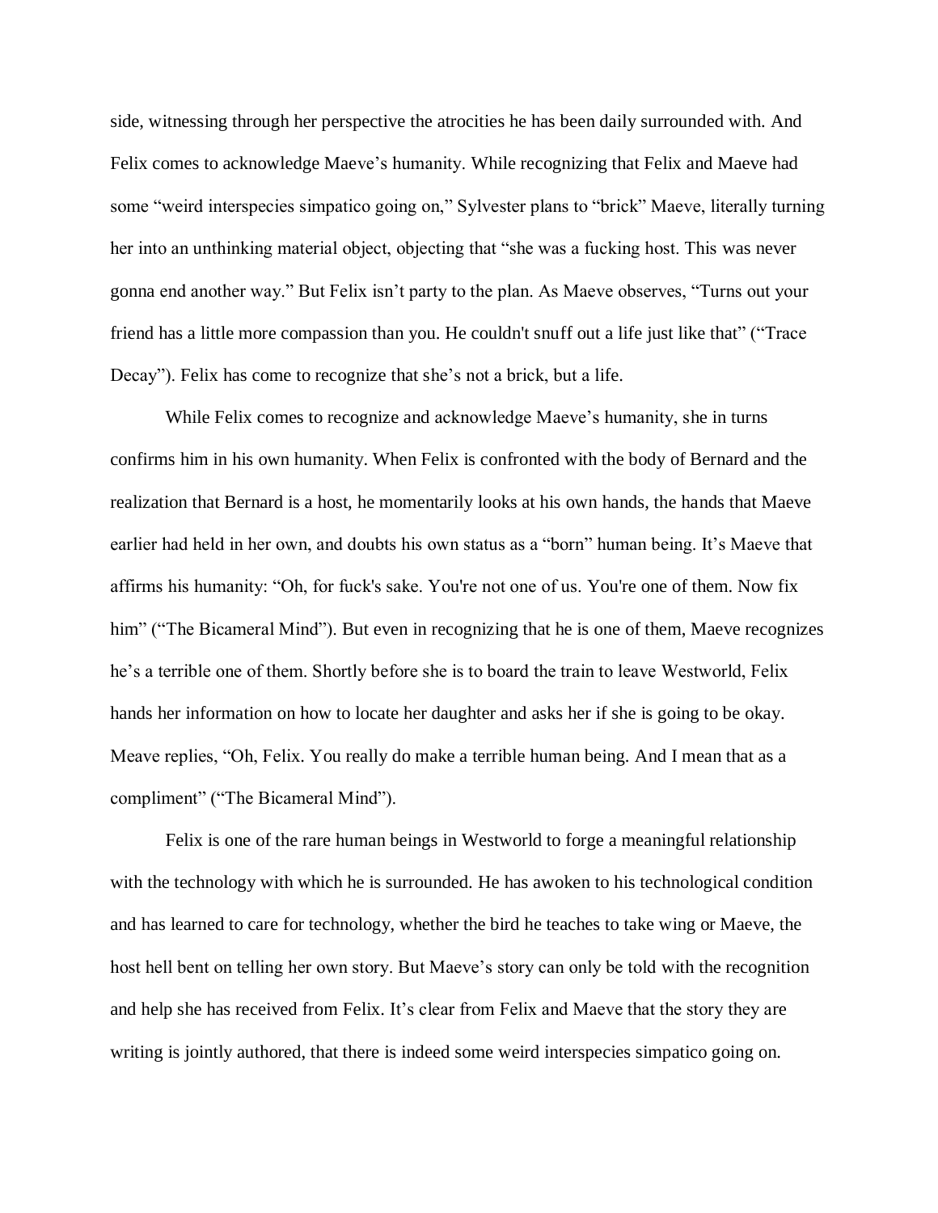side, witnessing through her perspective the atrocities he has been daily surrounded with. And Felix comes to acknowledge Maeve's humanity. While recognizing that Felix and Maeve had some "weird interspecies simpatico going on," Sylvester plans to "brick" Maeve, literally turning her into an unthinking material object, objecting that "she was a fucking host. This was never gonna end another way." But Felix isn't party to the plan. As Maeve observes, "Turns out your friend has a little more compassion than you. He couldn't snuff out a life just like that" ("Trace Decay"). Felix has come to recognize that she's not a brick, but a life.

While Felix comes to recognize and acknowledge Maeve's humanity, she in turns confirms him in his own humanity. When Felix is confronted with the body of Bernard and the realization that Bernard is a host, he momentarily looks at his own hands, the hands that Maeve earlier had held in her own, and doubts his own status as a "born" human being. It's Maeve that affirms his humanity: "Oh, for fuck's sake. You're not one of us. You're one of them. Now fix him" ("The Bicameral Mind"). But even in recognizing that he is one of them, Maeve recognizes he's a terrible one of them. Shortly before she is to board the train to leave Westworld, Felix hands her information on how to locate her daughter and asks her if she is going to be okay. Meave replies, "Oh, Felix. You really do make a terrible human being. And I mean that as a compliment" ("The Bicameral Mind").

Felix is one of the rare human beings in Westworld to forge a meaningful relationship with the technology with which he is surrounded. He has awoken to his technological condition and has learned to care for technology, whether the bird he teaches to take wing or Maeve, the host hell bent on telling her own story. But Maeve's story can only be told with the recognition and help she has received from Felix. It's clear from Felix and Maeve that the story they are writing is jointly authored, that there is indeed some weird interspecies simpatico going on.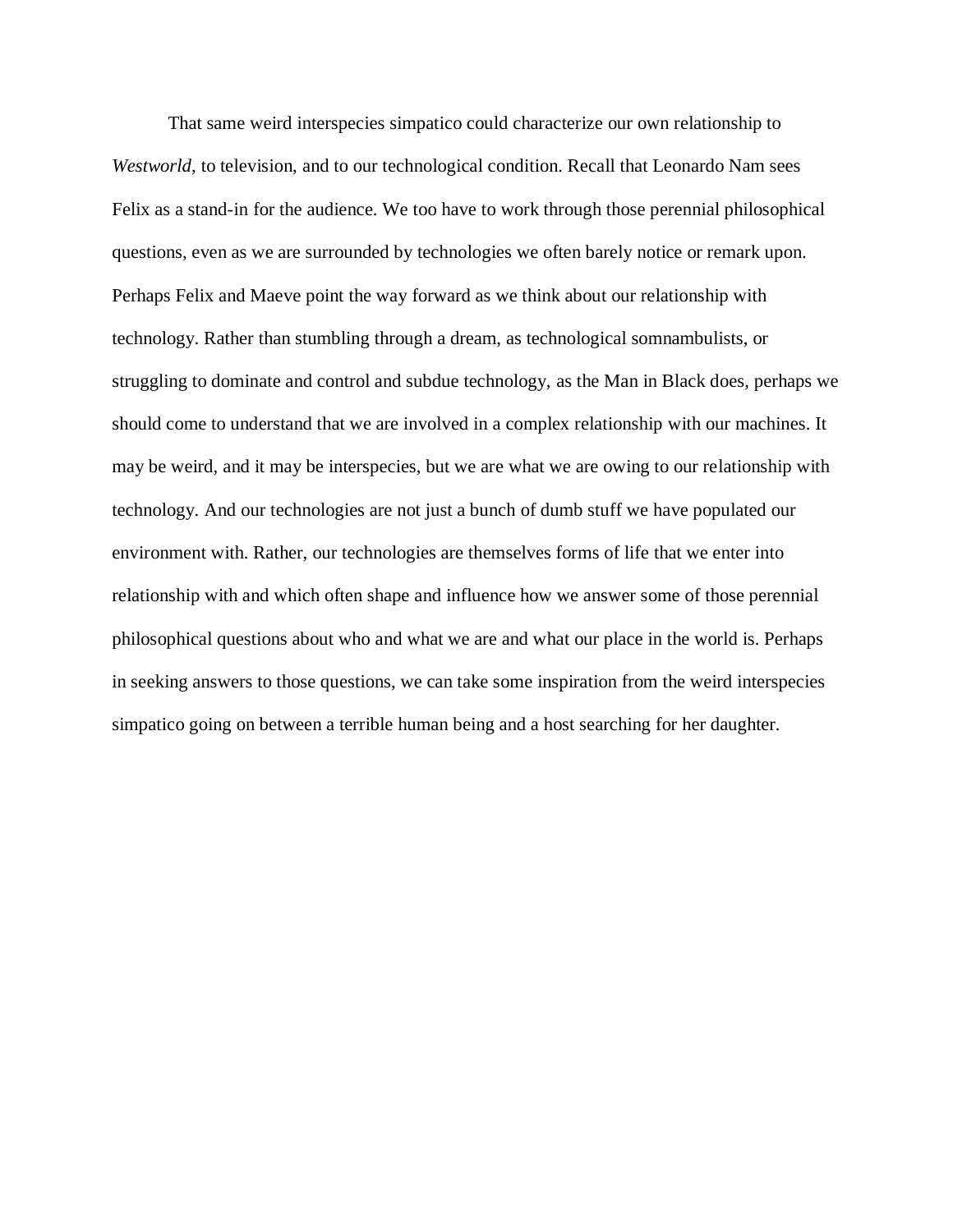That same weird interspecies simpatico could characterize our own relationship to *Westworld*, to television, and to our technological condition. Recall that Leonardo Nam sees Felix as a stand-in for the audience. We too have to work through those perennial philosophical questions, even as we are surrounded by technologies we often barely notice or remark upon. Perhaps Felix and Maeve point the way forward as we think about our relationship with technology. Rather than stumbling through a dream, as technological somnambulists, or struggling to dominate and control and subdue technology, as the Man in Black does, perhaps we should come to understand that we are involved in a complex relationship with our machines. It may be weird, and it may be interspecies, but we are what we are owing to our relationship with technology. And our technologies are not just a bunch of dumb stuff we have populated our environment with. Rather, our technologies are themselves forms of life that we enter into relationship with and which often shape and influence how we answer some of those perennial philosophical questions about who and what we are and what our place in the world is. Perhaps in seeking answers to those questions, we can take some inspiration from the weird interspecies simpatico going on between a terrible human being and a host searching for her daughter.